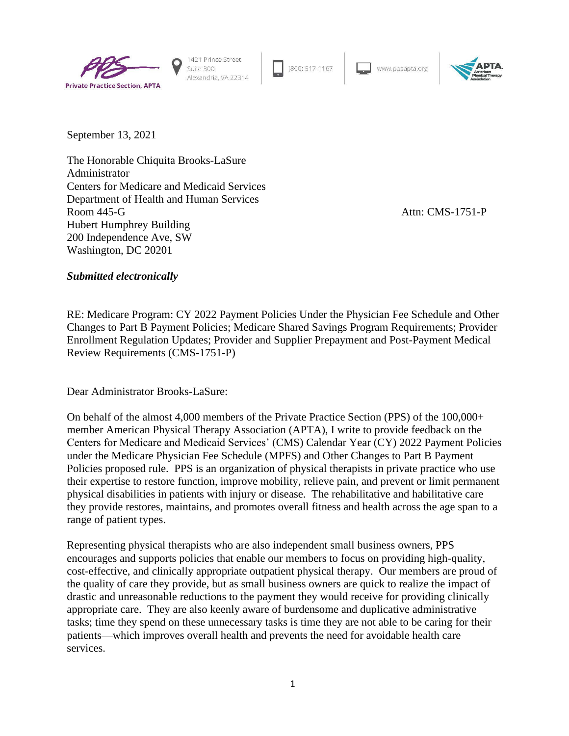Private Practice Section, APTA

1421 Prince Street
Suite 300
Alexandria, VA 22314

(800) 517-1167

www.ppsapta.org

September 13, 2021

The Honorable Chiquita Brooks-LaSure
Administrator
Centers for Medicare and Medicaid Services
Department of Health and Human Services
Room 445-G
Hubert Humphrey Building
200 Independence Ave, SW
Washington, DC 20201

Attn: CMS-1751-P

***Submitted electronically***

RE: Medicare Program: CY 2022 Payment Policies Under the Physician Fee Schedule and Other Changes to Part B Payment Policies; Medicare Shared Savings Program Requirements; Provider Enrollment Regulation Updates; Provider and Supplier Prepayment and Post-Payment Medical Review Requirements (CMS-1751-P)

Dear Administrator Brooks-LaSure:

On behalf of the almost 4,000 members of the Private Practice Section (PPS) of the 100,000+ member American Physical Therapy Association (APTA), I write to provide feedback on the Centers for Medicare and Medicaid Services' (CMS) Calendar Year (CY) 2022 Payment Policies under the Medicare Physician Fee Schedule (MPFS) and Other Changes to Part B Payment Policies proposed rule. PPS is an organization of physical therapists in private practice who use their expertise to restore function, improve mobility, relieve pain, and prevent or limit permanent physical disabilities in patients with injury or disease. The rehabilitative and habilitative care they provide restores, maintains, and promotes overall fitness and health across the age span to a range of patient types.

Representing physical therapists who are also independent small business owners, PPS encourages and supports policies that enable our members to focus on providing high-quality, cost-effective, and clinically appropriate outpatient physical therapy. Our members are proud of the quality of care they provide, but as small business owners are quick to realize the impact of drastic and unreasonable reductions to the payment they would receive for providing clinically appropriate care. They are also keenly aware of burdensome and duplicative administrative tasks; time they spend on these unnecessary tasks is time they are not able to be caring for their patients—which improves overall health and prevents the need for avoidable health care services.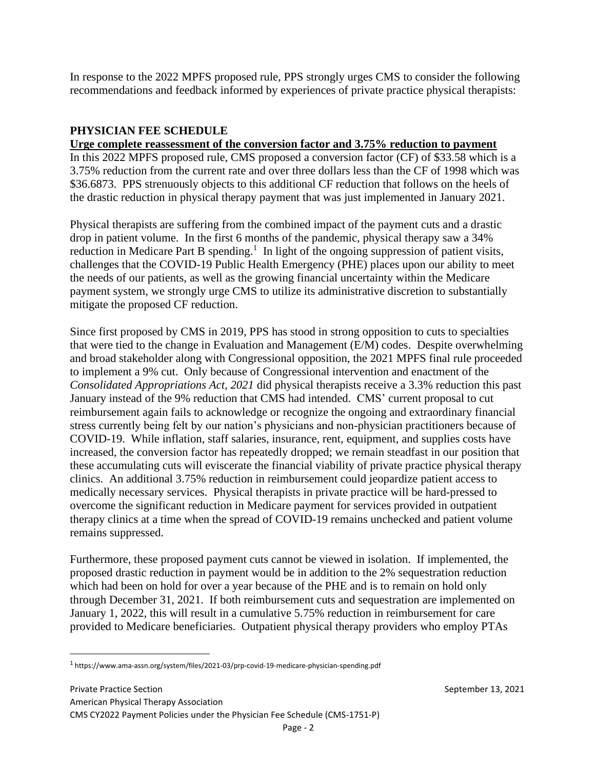In response to the 2022 MPFS proposed rule, PPS strongly urges CMS to consider the following recommendations and feedback informed by experiences of private practice physical therapists:

## PHYSICIAN FEE SCHEDULE

### Urge complete reassessment of the conversion factor and 3.75% reduction to payment

In this 2022 MPFS proposed rule, CMS proposed a conversion factor (CF) of $33.58 which is a 3.75% reduction from the current rate and over three dollars less than the CF of 1998 which was $36.6873. PPS strenuously objects to this additional CF reduction that follows on the heels of the drastic reduction in physical therapy payment that was just implemented in January 2021.

Physical therapists are suffering from the combined impact of the payment cuts and a drastic drop in patient volume. In the first 6 months of the pandemic, physical therapy saw a 34% reduction in Medicare Part B spending.[1] In light of the ongoing suppression of patient visits, challenges that the COVID-19 Public Health Emergency (PHE) places upon our ability to meet the needs of our patients, as well as the growing financial uncertainty within the Medicare payment system, we strongly urge CMS to utilize its administrative discretion to substantially mitigate the proposed CF reduction.

Since first proposed by CMS in 2019, PPS has stood in strong opposition to cuts to specialties that were tied to the change in Evaluation and Management (E/M) codes. Despite overwhelming and broad stakeholder along with Congressional opposition, the 2021 MPFS final rule proceeded to implement a 9% cut. Only because of Congressional intervention and enactment of the *Consolidated Appropriations Act, 2021* did physical therapists receive a 3.3% reduction this past January instead of the 9% reduction that CMS had intended. CMS' current proposal to cut reimbursement again fails to acknowledge or recognize the ongoing and extraordinary financial stress currently being felt by our nation's physicians and non-physician practitioners because of COVID-19. While inflation, staff salaries, insurance, rent, equipment, and supplies costs have increased, the conversion factor has repeatedly dropped; we remain steadfast in our position that these accumulating cuts will eviscerate the financial viability of private practice physical therapy clinics. An additional 3.75% reduction in reimbursement could jeopardize patient access to medically necessary services. Physical therapists in private practice will be hard-pressed to overcome the significant reduction in Medicare payment for services provided in outpatient therapy clinics at a time when the spread of COVID-19 remains unchecked and patient volume remains suppressed.

Furthermore, these proposed payment cuts cannot be viewed in isolation. If implemented, the proposed drastic reduction in payment would be in addition to the 2% sequestration reduction which had been on hold for over a year because of the PHE and is to remain on hold only through December 31, 2021. If both reimbursement cuts and sequestration are implemented on January 1, 2022, this will result in a cumulative 5.75% reduction in reimbursement for care provided to Medicare beneficiaries. Outpatient physical therapy providers who employ PTAs

[1] https://www.ama-assn.org/system/files/2021-03/prp-covid-19-medicare-physician-spending.pdf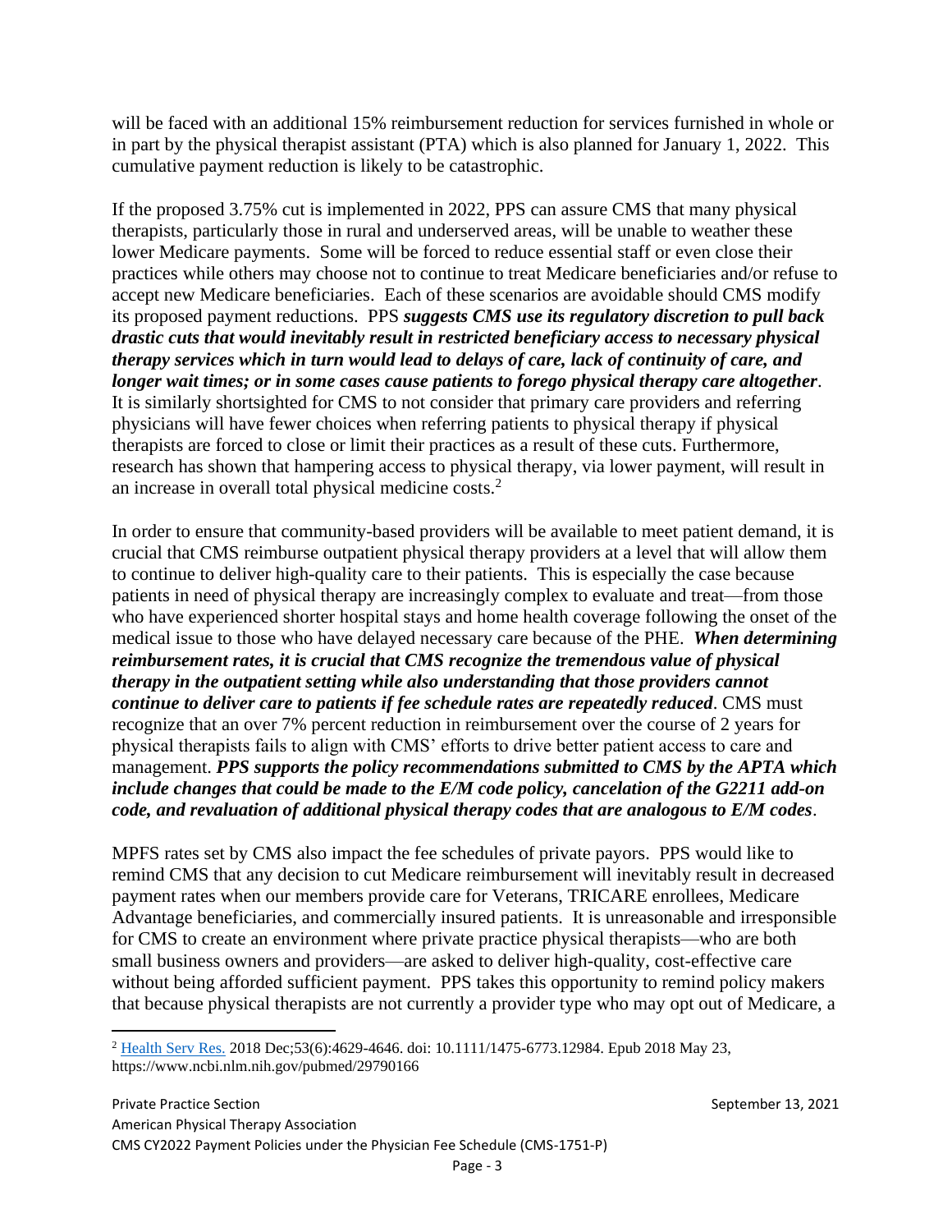will be faced with an additional 15% reimbursement reduction for services furnished in whole or in part by the physical therapist assistant (PTA) which is also planned for January 1, 2022. This cumulative payment reduction is likely to be catastrophic.

If the proposed 3.75% cut is implemented in 2022, PPS can assure CMS that many physical therapists, particularly those in rural and underserved areas, will be unable to weather these lower Medicare payments. Some will be forced to reduce essential staff or even close their practices while others may choose not to continue to treat Medicare beneficiaries and/or refuse to accept new Medicare beneficiaries. Each of these scenarios are avoidable should CMS modify its proposed payment reductions. PPS ***suggests CMS use its regulatory discretion to pull back drastic cuts that would inevitably result in restricted beneficiary access to necessary physical therapy services which in turn would lead to delays of care, lack of continuity of care, and longer wait times; or in some cases cause patients to forego physical therapy care altogether***. It is similarly shortsighted for CMS to not consider that primary care providers and referring physicians will have fewer choices when referring patients to physical therapy if physical therapists are forced to close or limit their practices as a result of these cuts. Furthermore, research has shown that hampering access to physical therapy, via lower payment, will result in an increase in overall total physical medicine costs.[2]

In order to ensure that community-based providers will be available to meet patient demand, it is crucial that CMS reimburse outpatient physical therapy providers at a level that will allow them to continue to deliver high-quality care to their patients. This is especially the case because patients in need of physical therapy are increasingly complex to evaluate and treat—from those who have experienced shorter hospital stays and home health coverage following the onset of the medical issue to those who have delayed necessary care because of the PHE. ***When determining reimbursement rates, it is crucial that CMS recognize the tremendous value of physical therapy in the outpatient setting while also understanding that those providers cannot continue to deliver care to patients if fee schedule rates are repeatedly reduced***. CMS must recognize that an over 7% percent reduction in reimbursement over the course of 2 years for physical therapists fails to align with CMS' efforts to drive better patient access to care and management. ***PPS supports the policy recommendations submitted to CMS by the APTA which include changes that could be made to the E/M code policy, cancelation of the G2211 add-on code, and revaluation of additional physical therapy codes that are analogous to E/M codes***.

MPFS rates set by CMS also impact the fee schedules of private payors. PPS would like to remind CMS that any decision to cut Medicare reimbursement will inevitably result in decreased payment rates when our members provide care for Veterans, TRICARE enrollees, Medicare Advantage beneficiaries, and commercially insured patients. It is unreasonable and irresponsible for CMS to create an environment where private practice physical therapists—who are both small business owners and providers—are asked to deliver high-quality, cost-effective care without being afforded sufficient payment. PPS takes this opportunity to remind policy makers that because physical therapists are not currently a provider type who may opt out of Medicare, a

---

[2] Health Serv Res. 2018 Dec;53(6):4629-4646. doi: 10.1111/1475-6773.12984. Epub 2018 May 23, https://www.ncbi.nlm.nih.gov/pubmed/29790166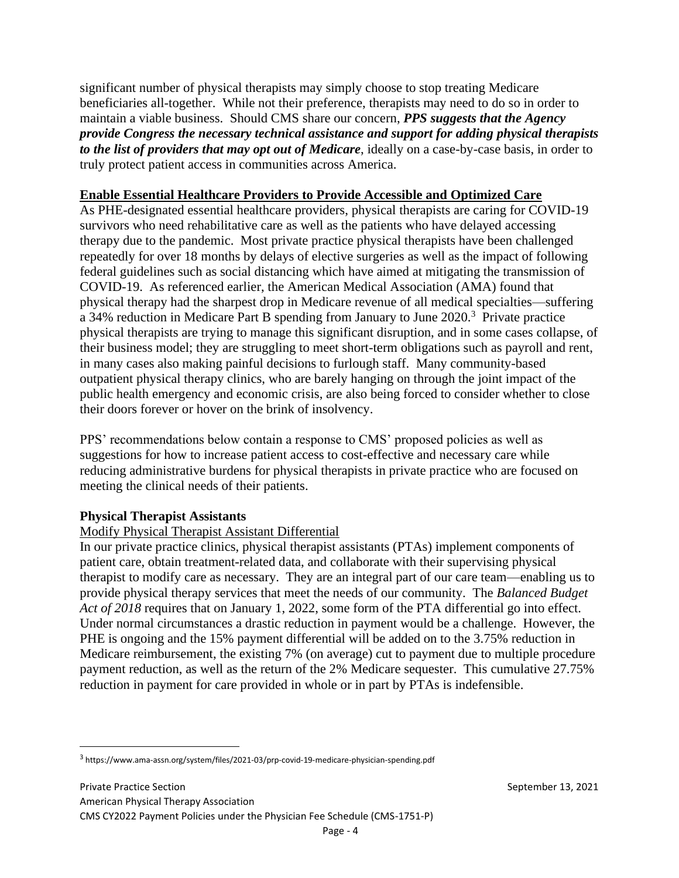significant number of physical therapists may simply choose to stop treating Medicare beneficiaries all-together. While not their preference, therapists may need to do so in order to maintain a viable business. Should CMS share our concern, ***PPS suggests that the Agency provide Congress the necessary technical assistance and support for adding physical therapists to the list of providers that may opt out of Medicare***, ideally on a case-by-case basis, in order to truly protect patient access in communities across America.

## Enable Essential Healthcare Providers to Provide Accessible and Optimized Care

As PHE-designated essential healthcare providers, physical therapists are caring for COVID-19 survivors who need rehabilitative care as well as the patients who have delayed accessing therapy due to the pandemic. Most private practice physical therapists have been challenged repeatedly for over 18 months by delays of elective surgeries as well as the impact of following federal guidelines such as social distancing which have aimed at mitigating the transmission of COVID-19. As referenced earlier, the American Medical Association (AMA) found that physical therapy had the sharpest drop in Medicare revenue of all medical specialties—suffering a 34% reduction in Medicare Part B spending from January to June 2020.[3] Private practice physical therapists are trying to manage this significant disruption, and in some cases collapse, of their business model; they are struggling to meet short-term obligations such as payroll and rent, in many cases also making painful decisions to furlough staff. Many community-based outpatient physical therapy clinics, who are barely hanging on through the joint impact of the public health emergency and economic crisis, are also being forced to consider whether to close their doors forever or hover on the brink of insolvency.

PPS' recommendations below contain a response to CMS' proposed policies as well as suggestions for how to increase patient access to cost-effective and necessary care while reducing administrative burdens for physical therapists in private practice who are focused on meeting the clinical needs of their patients.

### Physical Therapist Assistants

#### Modify Physical Therapist Assistant Differential

In our private practice clinics, physical therapist assistants (PTAs) implement components of patient care, obtain treatment-related data, and collaborate with their supervising physical therapist to modify care as necessary. They are an integral part of our care team—enabling us to provide physical therapy services that meet the needs of our community. The *Balanced Budget Act of 2018* requires that on January 1, 2022, some form of the PTA differential go into effect. Under normal circumstances a drastic reduction in payment would be a challenge. However, the PHE is ongoing and the 15% payment differential will be added on to the 3.75% reduction in Medicare reimbursement, the existing 7% (on average) cut to payment due to multiple procedure payment reduction, as well as the return of the 2% Medicare sequester. This cumulative 27.75% reduction in payment for care provided in whole or in part by PTAs is indefensible.

[3] https://www.ama-assn.org/system/files/2021-03/prp-covid-19-medicare-physician-spending.pdf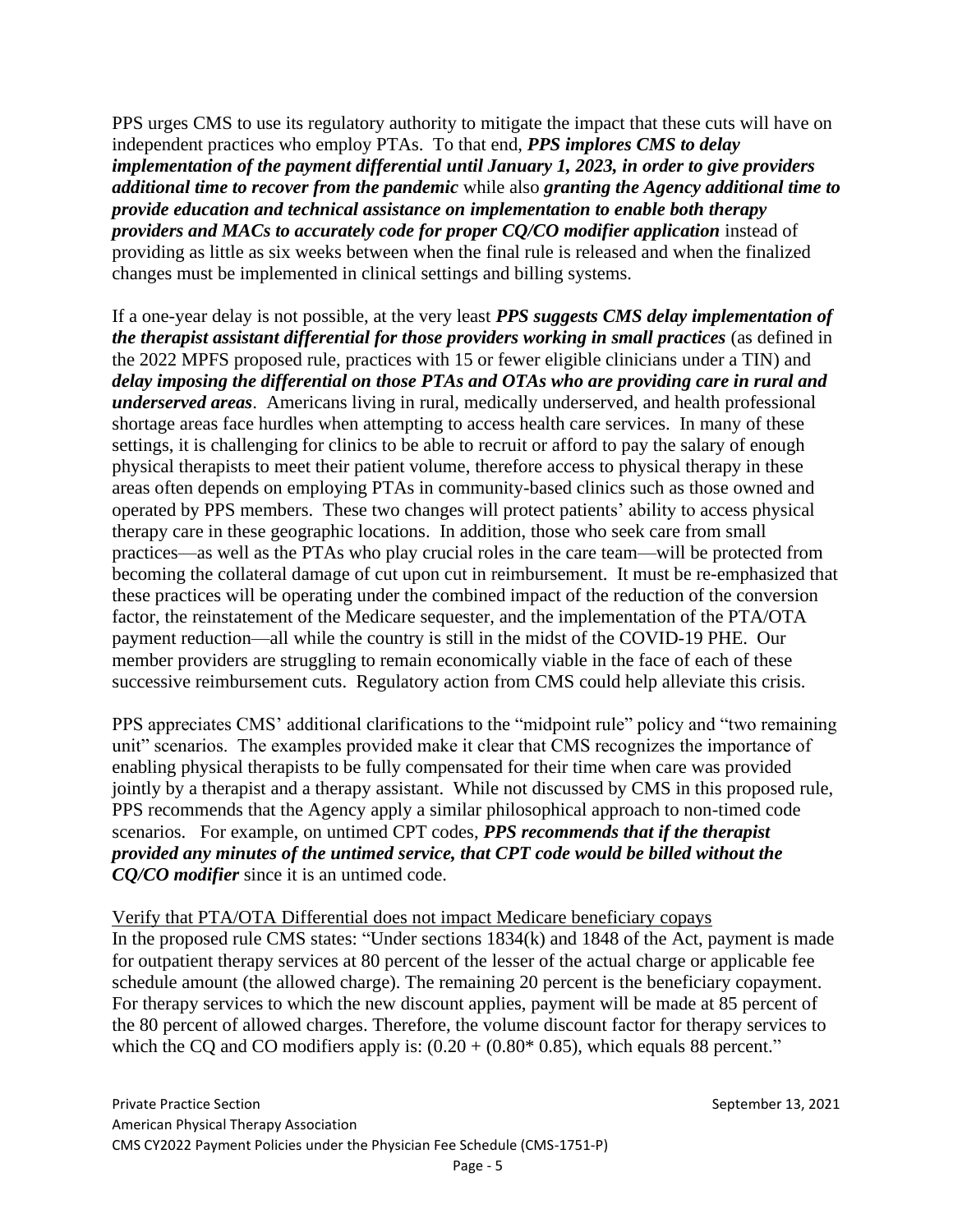PPS urges CMS to use its regulatory authority to mitigate the impact that these cuts will have on independent practices who employ PTAs. To that end, ***PPS implores CMS to delay implementation of the payment differential until January 1, 2023, in order to give providers additional time to recover from the pandemic*** while also ***granting the Agency additional time to provide education and technical assistance on implementation to enable both therapy providers and MACs to accurately code for proper CQ/CO modifier application*** instead of providing as little as six weeks between when the final rule is released and when the finalized changes must be implemented in clinical settings and billing systems.

If a one-year delay is not possible, at the very least ***PPS suggests CMS delay implementation of the therapist assistant differential for those providers working in small practices*** (as defined in the 2022 MPFS proposed rule, practices with 15 or fewer eligible clinicians under a TIN) and ***delay imposing the differential on those PTAs and OTAs who are providing care in rural and underserved areas***. Americans living in rural, medically underserved, and health professional shortage areas face hurdles when attempting to access health care services. In many of these settings, it is challenging for clinics to be able to recruit or afford to pay the salary of enough physical therapists to meet their patient volume, therefore access to physical therapy in these areas often depends on employing PTAs in community-based clinics such as those owned and operated by PPS members. These two changes will protect patients' ability to access physical therapy care in these geographic locations. In addition, those who seek care from small practices—as well as the PTAs who play crucial roles in the care team—will be protected from becoming the collateral damage of cut upon cut in reimbursement. It must be re-emphasized that these practices will be operating under the combined impact of the reduction of the conversion factor, the reinstatement of the Medicare sequester, and the implementation of the PTA/OTA payment reduction—all while the country is still in the midst of the COVID-19 PHE. Our member providers are struggling to remain economically viable in the face of each of these successive reimbursement cuts. Regulatory action from CMS could help alleviate this crisis.

PPS appreciates CMS' additional clarifications to the "midpoint rule" policy and "two remaining unit" scenarios. The examples provided make it clear that CMS recognizes the importance of enabling physical therapists to be fully compensated for their time when care was provided jointly by a therapist and a therapy assistant. While not discussed by CMS in this proposed rule, PPS recommends that the Agency apply a similar philosophical approach to non-timed code scenarios. For example, on untimed CPT codes, ***PPS recommends that if the therapist provided any minutes of the untimed service, that CPT code would be billed without the CQ/CO modifier*** since it is an untimed code.

<u>Verify that PTA/OTA Differential does not impact Medicare beneficiary copays</u>

In the proposed rule CMS states: "Under sections 1834(k) and 1848 of the Act, payment is made for outpatient therapy services at 80 percent of the lesser of the actual charge or applicable fee schedule amount (the allowed charge). The remaining 20 percent is the beneficiary copayment. For therapy services to which the new discount applies, payment will be made at 85 percent of the 80 percent of allowed charges. Therefore, the volume discount factor for therapy services to which the CQ and CO modifiers apply is: $(0.20 + (0.80 * 0.85)$, which equals 88 percent."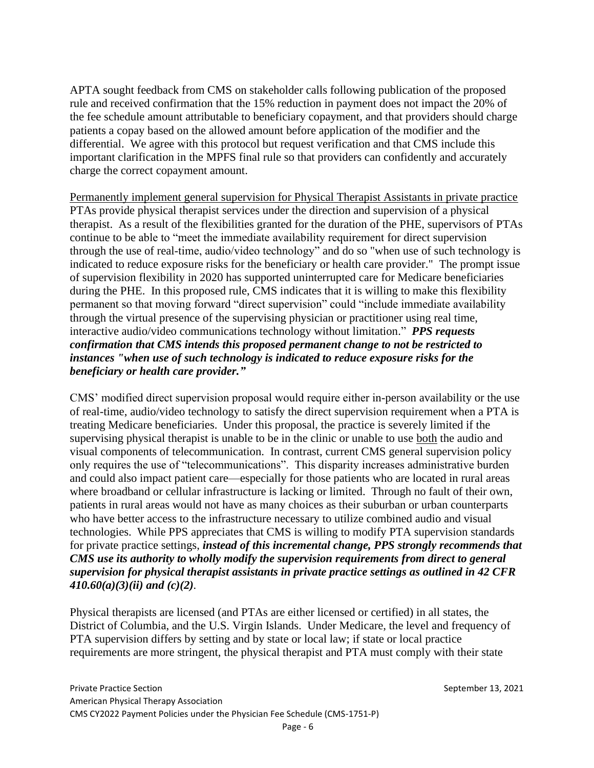APTA sought feedback from CMS on stakeholder calls following publication of the proposed rule and received confirmation that the 15% reduction in payment does not impact the 20% of the fee schedule amount attributable to beneficiary copayment, and that providers should charge patients a copay based on the allowed amount before application of the modifier and the differential. We agree with this protocol but request verification and that CMS include this important clarification in the MPFS final rule so that providers can confidently and accurately charge the correct copayment amount.

<u>Permanently implement general supervision for Physical Therapist Assistants in private practice</u>

PTAs provide physical therapist services under the direction and supervision of a physical therapist. As a result of the flexibilities granted for the duration of the PHE, supervisors of PTAs continue to be able to "meet the immediate availability requirement for direct supervision through the use of real-time, audio/video technology" and do so "when use of such technology is indicated to reduce exposure risks for the beneficiary or health care provider." The prompt issue of supervision flexibility in 2020 has supported uninterrupted care for Medicare beneficiaries during the PHE. In this proposed rule, CMS indicates that it is willing to make this flexibility permanent so that moving forward "direct supervision" could "include immediate availability through the virtual presence of the supervising physician or practitioner using real time, interactive audio/video communications technology without limitation." ***PPS requests confirmation that CMS intends this proposed permanent change to not be restricted to instances "when use of such technology is indicated to reduce exposure risks for the beneficiary or health care provider."***

CMS' modified direct supervision proposal would require either in-person availability or the use of real-time, audio/video technology to satisfy the direct supervision requirement when a PTA is treating Medicare beneficiaries. Under this proposal, the practice is severely limited if the supervising physical therapist is unable to be in the clinic or unable to use <u>both</u> the audio and visual components of telecommunication. In contrast, current CMS general supervision policy only requires the use of "telecommunications". This disparity increases administrative burden and could also impact patient care—especially for those patients who are located in rural areas where broadband or cellular infrastructure is lacking or limited. Through no fault of their own, patients in rural areas would not have as many choices as their suburban or urban counterparts who have better access to the infrastructure necessary to utilize combined audio and visual technologies. While PPS appreciates that CMS is willing to modify PTA supervision standards for private practice settings, ***instead of this incremental change, PPS strongly recommends that CMS use its authority to wholly modify the supervision requirements from direct to general supervision for physical therapist assistants in private practice settings as outlined in 42 CFR 410.60(a)(3)(ii) and (c)(2)***.

Physical therapists are licensed (and PTAs are either licensed or certified) in all states, the District of Columbia, and the U.S. Virgin Islands. Under Medicare, the level and frequency of PTA supervision differs by setting and by state or local law; if state or local practice requirements are more stringent, the physical therapist and PTA must comply with their state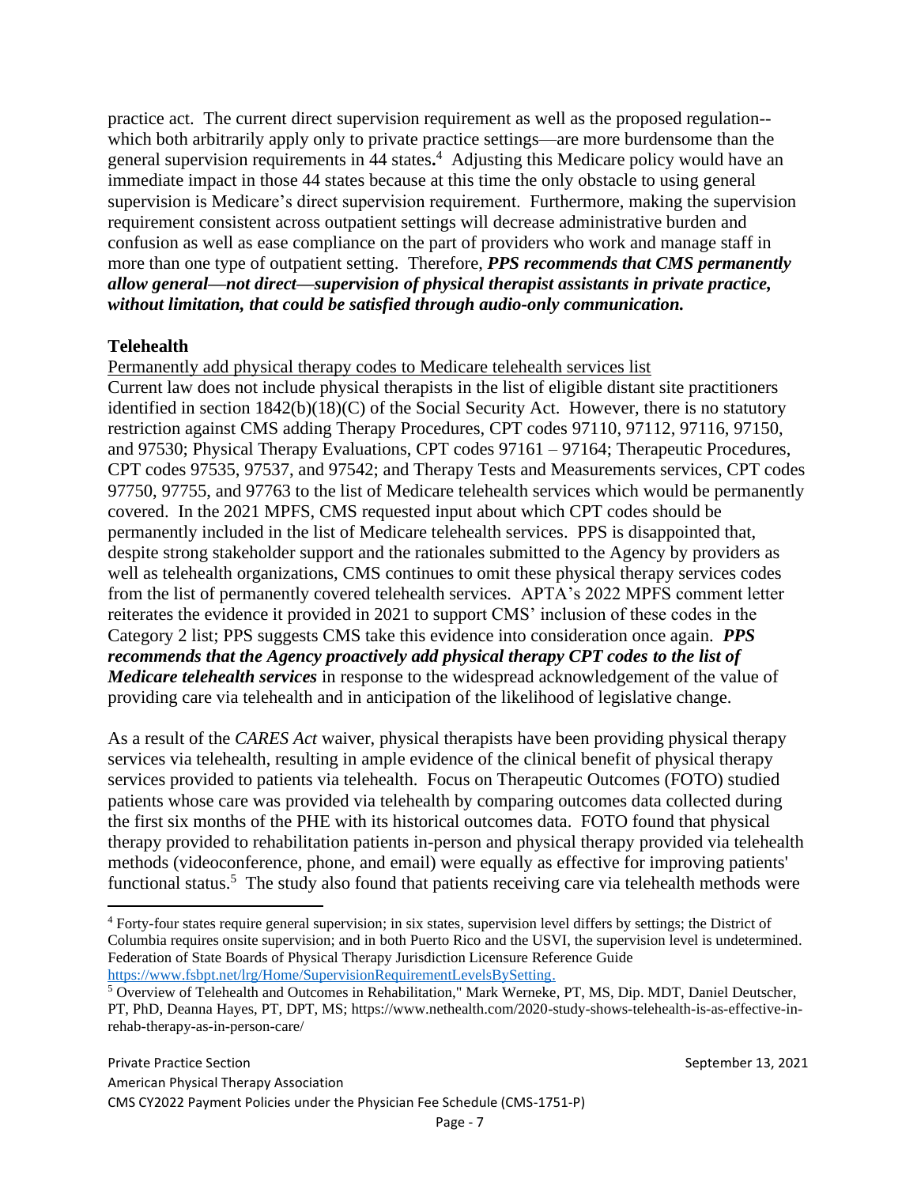practice act. The current direct supervision requirement as well as the proposed regulation--which both arbitrarily apply only to private practice settings—are more burdensome than the general supervision requirements in 44 states.[4] Adjusting this Medicare policy would have an immediate impact in those 44 states because at this time the only obstacle to using general supervision is Medicare's direct supervision requirement. Furthermore, making the supervision requirement consistent across outpatient settings will decrease administrative burden and confusion as well as ease compliance on the part of providers who work and manage staff in more than one type of outpatient setting. Therefore, ***PPS recommends that CMS permanently allow general—not direct—supervision of physical therapist assistants in private practice, without limitation, that could be satisfied through audio-only communication.***

**Telehealth**

<u>Permanently add physical therapy codes to Medicare telehealth services list</u>

Current law does not include physical therapists in the list of eligible distant site practitioners identified in section 1842(b)(18)(C) of the Social Security Act. However, there is no statutory restriction against CMS adding Therapy Procedures, CPT codes 97110, 97112, 97116, 97150, and 97530; Physical Therapy Evaluations, CPT codes 97161 – 97164; Therapeutic Procedures, CPT codes 97535, 97537, and 97542; and Therapy Tests and Measurements services, CPT codes 97750, 97755, and 97763 to the list of Medicare telehealth services which would be permanently covered. In the 2021 MPFS, CMS requested input about which CPT codes should be permanently included in the list of Medicare telehealth services. PPS is disappointed that, despite strong stakeholder support and the rationales submitted to the Agency by providers as well as telehealth organizations, CMS continues to omit these physical therapy services codes from the list of permanently covered telehealth services. APTA's 2022 MPFS comment letter reiterates the evidence it provided in 2021 to support CMS' inclusion of these codes in the Category 2 list; PPS suggests CMS take this evidence into consideration once again. ***PPS recommends that the Agency proactively add physical therapy CPT codes to the list of Medicare telehealth services*** in response to the widespread acknowledgement of the value of providing care via telehealth and in anticipation of the likelihood of legislative change.

As a result of the *CARES Act* waiver, physical therapists have been providing physical therapy services via telehealth, resulting in ample evidence of the clinical benefit of physical therapy services provided to patients via telehealth. Focus on Therapeutic Outcomes (FOTO) studied patients whose care was provided via telehealth by comparing outcomes data collected during the first six months of the PHE with its historical outcomes data. FOTO found that physical therapy provided to rehabilitation patients in-person and physical therapy provided via telehealth methods (videoconference, phone, and email) were equally as effective for improving patients' functional status.[5] The study also found that patients receiving care via telehealth methods were

---

[4] Forty-four states require general supervision; in six states, supervision level differs by settings; the District of Columbia requires onsite supervision; and in both Puerto Rico and the USVI, the supervision level is undetermined. Federation of State Boards of Physical Therapy Jurisdiction Licensure Reference Guide https://www.fsbpt.net/lrg/Home/SupervisionRequirementLevelsBySetting.

[5] Overview of Telehealth and Outcomes in Rehabilitation," Mark Werneke, PT, MS, Dip. MDT, Daniel Deutscher, PT, PhD, Deanna Hayes, PT, DPT, MS; https://www.nethealth.com/2020-study-shows-telehealth-is-as-effective-in-rehab-therapy-as-in-person-care/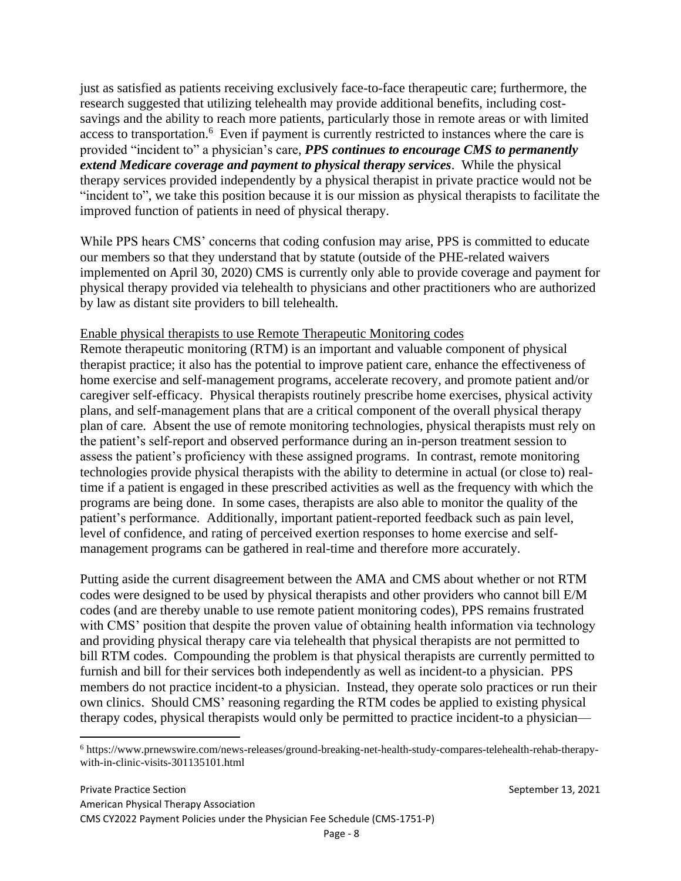just as satisfied as patients receiving exclusively face-to-face therapeutic care; furthermore, the research suggested that utilizing telehealth may provide additional benefits, including cost-savings and the ability to reach more patients, particularly those in remote areas or with limited access to transportation.[6] Even if payment is currently restricted to instances where the care is provided "incident to" a physician's care, ***PPS continues to encourage CMS to permanently extend Medicare coverage and payment to physical therapy services***. While the physical therapy services provided independently by a physical therapist in private practice would not be "incident to", we take this position because it is our mission as physical therapists to facilitate the improved function of patients in need of physical therapy.

While PPS hears CMS' concerns that coding confusion may arise, PPS is committed to educate our members so that they understand that by statute (outside of the PHE-related waivers implemented on April 30, 2020) CMS is currently only able to provide coverage and payment for physical therapy provided via telehealth to physicians and other practitioners who are authorized by law as distant site providers to bill telehealth.

<u>Enable physical therapists to use Remote Therapeutic Monitoring codes</u>

Remote therapeutic monitoring (RTM) is an important and valuable component of physical therapist practice; it also has the potential to improve patient care, enhance the effectiveness of home exercise and self-management programs, accelerate recovery, and promote patient and/or caregiver self-efficacy. Physical therapists routinely prescribe home exercises, physical activity plans, and self-management plans that are a critical component of the overall physical therapy plan of care. Absent the use of remote monitoring technologies, physical therapists must rely on the patient's self-report and observed performance during an in-person treatment session to assess the patient's proficiency with these assigned programs. In contrast, remote monitoring technologies provide physical therapists with the ability to determine in actual (or close to) real-time if a patient is engaged in these prescribed activities as well as the frequency with which the programs are being done. In some cases, therapists are also able to monitor the quality of the patient's performance. Additionally, important patient-reported feedback such as pain level, level of confidence, and rating of perceived exertion responses to home exercise and self-management programs can be gathered in real-time and therefore more accurately.

Putting aside the current disagreement between the AMA and CMS about whether or not RTM codes were designed to be used by physical therapists and other providers who cannot bill E/M codes (and are thereby unable to use remote patient monitoring codes), PPS remains frustrated with CMS' position that despite the proven value of obtaining health information via technology and providing physical therapy care via telehealth that physical therapists are not permitted to bill RTM codes. Compounding the problem is that physical therapists are currently permitted to furnish and bill for their services both independently as well as incident-to a physician. PPS members do not practice incident-to a physician. Instead, they operate solo practices or run their own clinics. Should CMS' reasoning regarding the RTM codes be applied to existing physical therapy codes, physical therapists would only be permitted to practice incident-to a physician—

[6] https://www.prnewswire.com/news-releases/ground-breaking-net-health-study-compares-telehealth-rehab-therapy-with-in-clinic-visits-301135101.html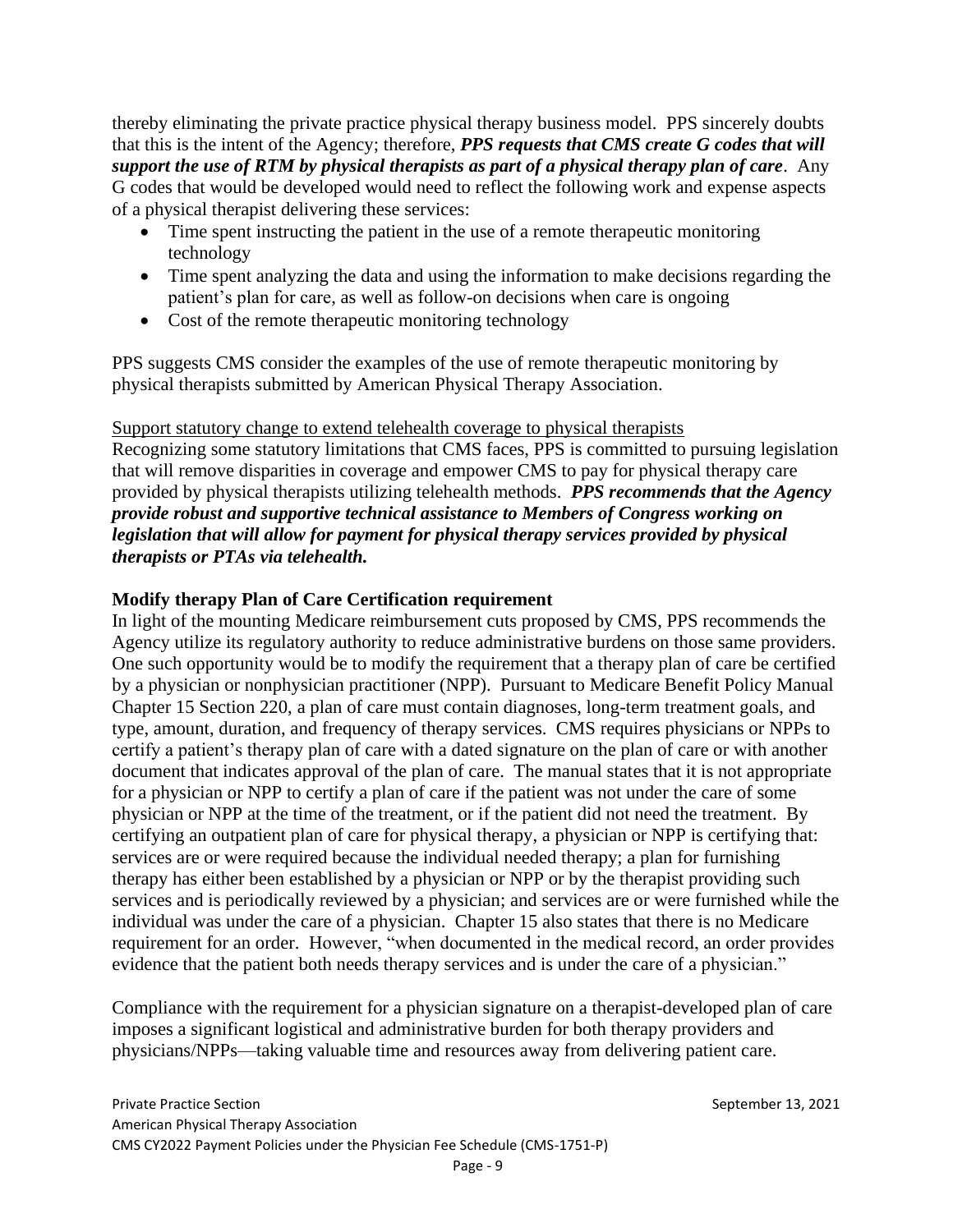thereby eliminating the private practice physical therapy business model. PPS sincerely doubts that this is the intent of the Agency; therefore, ***PPS requests that CMS create G codes that will support the use of RTM by physical therapists as part of a physical therapy plan of care***. Any G codes that would be developed would need to reflect the following work and expense aspects of a physical therapist delivering these services:

- Time spent instructing the patient in the use of a remote therapeutic monitoring technology
- Time spent analyzing the data and using the information to make decisions regarding the patient's plan for care, as well as follow-on decisions when care is ongoing
- Cost of the remote therapeutic monitoring technology

PPS suggests CMS consider the examples of the use of remote therapeutic monitoring by physical therapists submitted by American Physical Therapy Association.

<u>Support statutory change to extend telehealth coverage to physical therapists</u>

Recognizing some statutory limitations that CMS faces, PPS is committed to pursuing legislation that will remove disparities in coverage and empower CMS to pay for physical therapy care provided by physical therapists utilizing telehealth methods. ***PPS recommends that the Agency provide robust and supportive technical assistance to Members of Congress working on legislation that will allow for payment for physical therapy services provided by physical therapists or PTAs via telehealth.***

**Modify therapy Plan of Care Certification requirement**

In light of the mounting Medicare reimbursement cuts proposed by CMS, PPS recommends the Agency utilize its regulatory authority to reduce administrative burdens on those same providers. One such opportunity would be to modify the requirement that a therapy plan of care be certified by a physician or nonphysician practitioner (NPP). Pursuant to Medicare Benefit Policy Manual Chapter 15 Section 220, a plan of care must contain diagnoses, long-term treatment goals, and type, amount, duration, and frequency of therapy services. CMS requires physicians or NPPs to certify a patient's therapy plan of care with a dated signature on the plan of care or with another document that indicates approval of the plan of care. The manual states that it is not appropriate for a physician or NPP to certify a plan of care if the patient was not under the care of some physician or NPP at the time of the treatment, or if the patient did not need the treatment. By certifying an outpatient plan of care for physical therapy, a physician or NPP is certifying that: services are or were required because the individual needed therapy; a plan for furnishing therapy has either been established by a physician or NPP or by the therapist providing such services and is periodically reviewed by a physician; and services are or were furnished while the individual was under the care of a physician. Chapter 15 also states that there is no Medicare requirement for an order. However, "when documented in the medical record, an order provides evidence that the patient both needs therapy services and is under the care of a physician."

Compliance with the requirement for a physician signature on a therapist-developed plan of care imposes a significant logistical and administrative burden for both therapy providers and physicians/NPPs—taking valuable time and resources away from delivering patient care.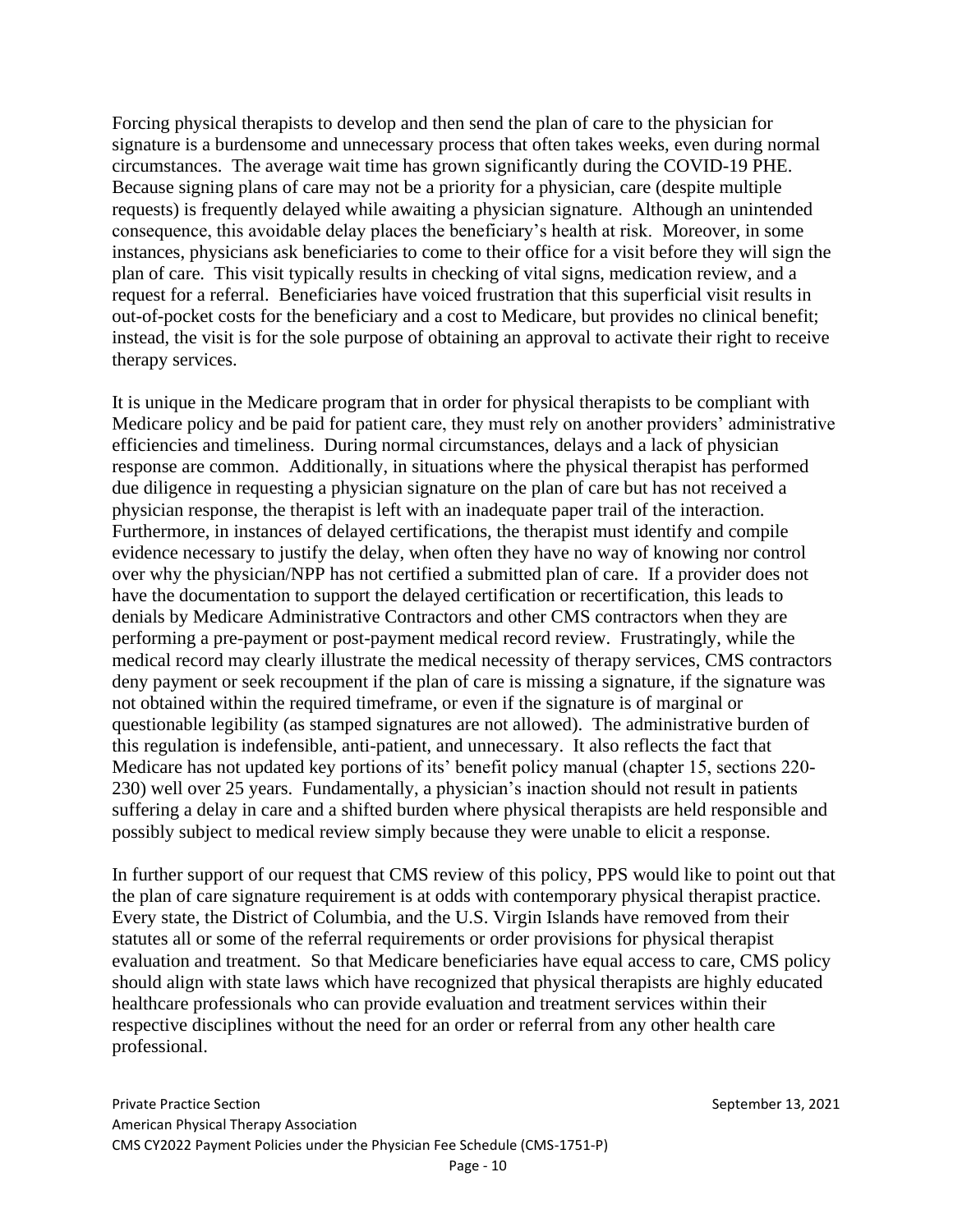Forcing physical therapists to develop and then send the plan of care to the physician for signature is a burdensome and unnecessary process that often takes weeks, even during normal circumstances. The average wait time has grown significantly during the COVID-19 PHE. Because signing plans of care may not be a priority for a physician, care (despite multiple requests) is frequently delayed while awaiting a physician signature. Although an unintended consequence, this avoidable delay places the beneficiary's health at risk. Moreover, in some instances, physicians ask beneficiaries to come to their office for a visit before they will sign the plan of care. This visit typically results in checking of vital signs, medication review, and a request for a referral. Beneficiaries have voiced frustration that this superficial visit results in out-of-pocket costs for the beneficiary and a cost to Medicare, but provides no clinical benefit; instead, the visit is for the sole purpose of obtaining an approval to activate their right to receive therapy services.

It is unique in the Medicare program that in order for physical therapists to be compliant with Medicare policy and be paid for patient care, they must rely on another providers' administrative efficiencies and timeliness. During normal circumstances, delays and a lack of physician response are common. Additionally, in situations where the physical therapist has performed due diligence in requesting a physician signature on the plan of care but has not received a physician response, the therapist is left with an inadequate paper trail of the interaction. Furthermore, in instances of delayed certifications, the therapist must identify and compile evidence necessary to justify the delay, when often they have no way of knowing nor control over why the physician/NPP has not certified a submitted plan of care. If a provider does not have the documentation to support the delayed certification or recertification, this leads to denials by Medicare Administrative Contractors and other CMS contractors when they are performing a pre-payment or post-payment medical record review. Frustratingly, while the medical record may clearly illustrate the medical necessity of therapy services, CMS contractors deny payment or seek recoupment if the plan of care is missing a signature, if the signature was not obtained within the required timeframe, or even if the signature is of marginal or questionable legibility (as stamped signatures are not allowed). The administrative burden of this regulation is indefensible, anti-patient, and unnecessary. It also reflects the fact that Medicare has not updated key portions of its' benefit policy manual (chapter 15, sections 220-230) well over 25 years. Fundamentally, a physician's inaction should not result in patients suffering a delay in care and a shifted burden where physical therapists are held responsible and possibly subject to medical review simply because they were unable to elicit a response.

In further support of our request that CMS review of this policy, PPS would like to point out that the plan of care signature requirement is at odds with contemporary physical therapist practice. Every state, the District of Columbia, and the U.S. Virgin Islands have removed from their statutes all or some of the referral requirements or order provisions for physical therapist evaluation and treatment. So that Medicare beneficiaries have equal access to care, CMS policy should align with state laws which have recognized that physical therapists are highly educated healthcare professionals who can provide evaluation and treatment services within their respective disciplines without the need for an order or referral from any other health care professional.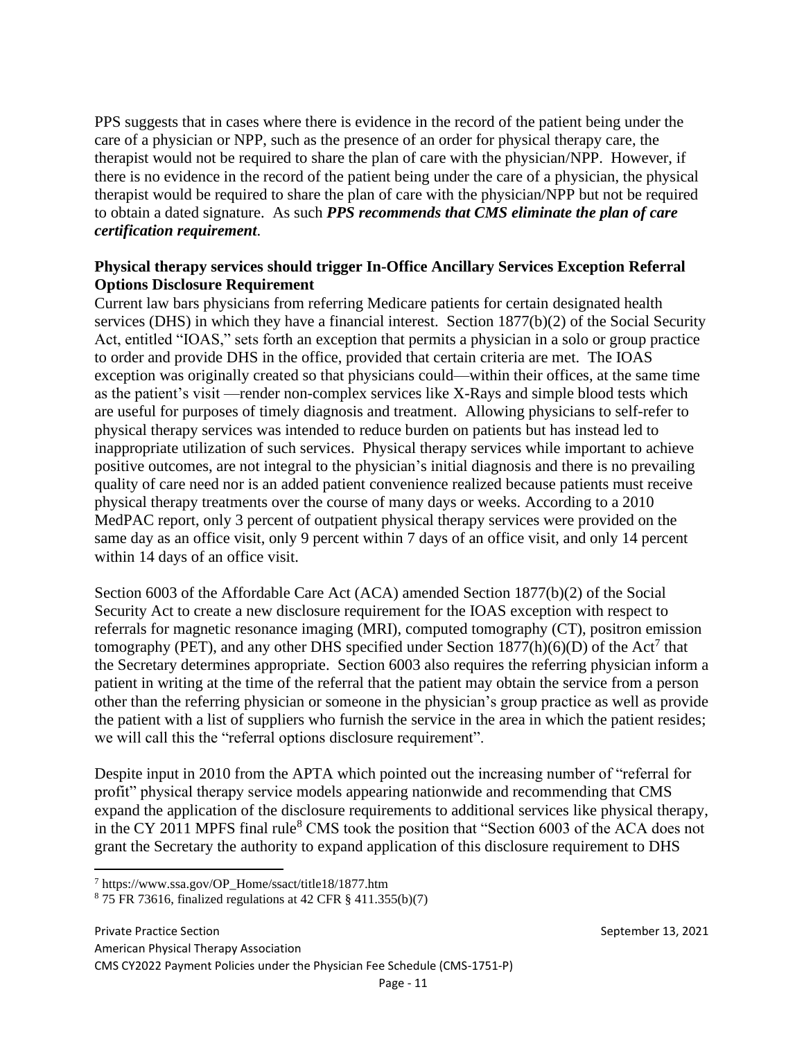PPS suggests that in cases where there is evidence in the record of the patient being under the care of a physician or NPP, such as the presence of an order for physical therapy care, the therapist would not be required to share the plan of care with the physician/NPP. However, if there is no evidence in the record of the patient being under the care of a physician, the physical therapist would be required to share the plan of care with the physician/NPP but not be required to obtain a dated signature. As such ***PPS recommends that CMS eliminate the plan of care certification requirement***.

**Physical therapy services should trigger In-Office Ancillary Services Exception Referral Options Disclosure Requirement**

Current law bars physicians from referring Medicare patients for certain designated health services (DHS) in which they have a financial interest. Section 1877(b)(2) of the Social Security Act, entitled "IOAS," sets forth an exception that permits a physician in a solo or group practice to order and provide DHS in the office, provided that certain criteria are met. The IOAS exception was originally created so that physicians could—within their offices, at the same time as the patient's visit —render non-complex services like X-Rays and simple blood tests which are useful for purposes of timely diagnosis and treatment. Allowing physicians to self-refer to physical therapy services was intended to reduce burden on patients but has instead led to inappropriate utilization of such services. Physical therapy services while important to achieve positive outcomes, are not integral to the physician's initial diagnosis and there is no prevailing quality of care need nor is an added patient convenience realized because patients must receive physical therapy treatments over the course of many days or weeks. According to a 2010 MedPAC report, only 3 percent of outpatient physical therapy services were provided on the same day as an office visit, only 9 percent within 7 days of an office visit, and only 14 percent within 14 days of an office visit.

Section 6003 of the Affordable Care Act (ACA) amended Section 1877(b)(2) of the Social Security Act to create a new disclosure requirement for the IOAS exception with respect to referrals for magnetic resonance imaging (MRI), computed tomography (CT), positron emission tomography (PET), and any other DHS specified under Section 1877(h)(6)(D) of the Act[7] that the Secretary determines appropriate. Section 6003 also requires the referring physician inform a patient in writing at the time of the referral that the patient may obtain the service from a person other than the referring physician or someone in the physician's group practice as well as provide the patient with a list of suppliers who furnish the service in the area in which the patient resides; we will call this the "referral options disclosure requirement".

Despite input in 2010 from the APTA which pointed out the increasing number of "referral for profit" physical therapy service models appearing nationwide and recommending that CMS expand the application of the disclosure requirements to additional services like physical therapy, in the CY 2011 MPFS final rule[8] CMS took the position that "Section 6003 of the ACA does not grant the Secretary the authority to expand application of this disclosure requirement to DHS

[7] https://www.ssa.gov/OP_Home/ssact/title18/1877.htm

[8] 75 FR 73616, finalized regulations at 42 CFR § 411.355(b)(7)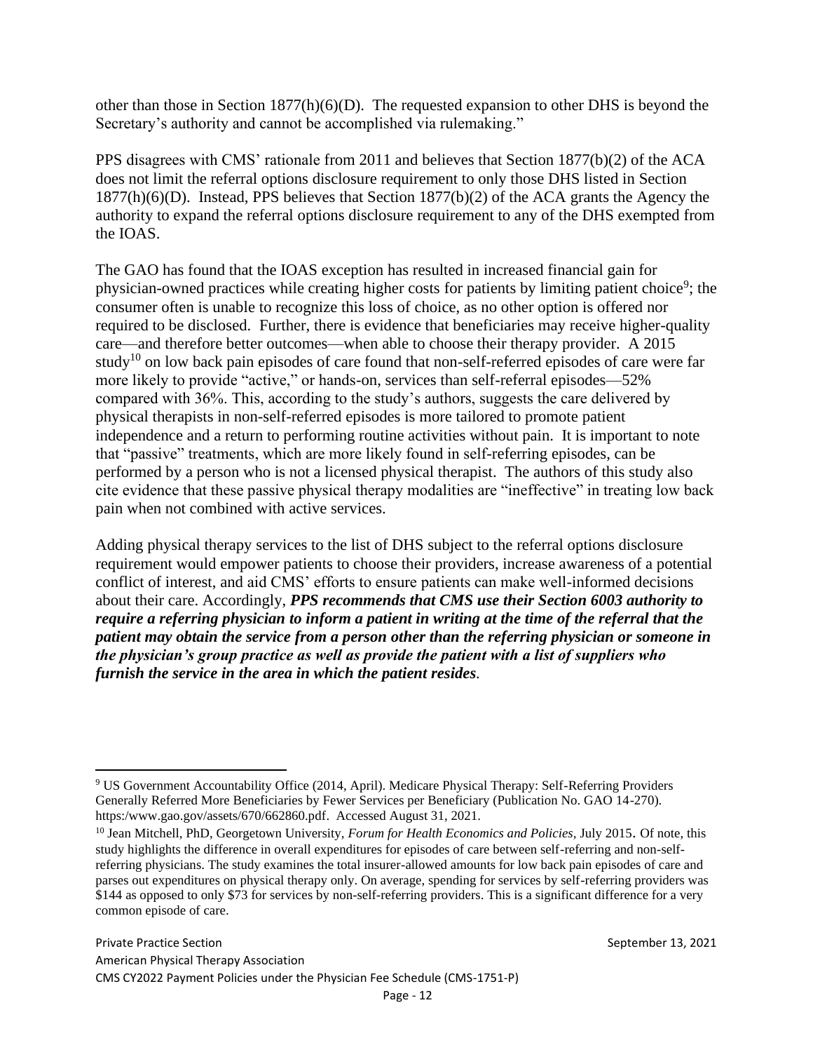other than those in Section 1877(h)(6)(D). The requested expansion to other DHS is beyond the Secretary's authority and cannot be accomplished via rulemaking."

PPS disagrees with CMS' rationale from 2011 and believes that Section 1877(b)(2) of the ACA does not limit the referral options disclosure requirement to only those DHS listed in Section 1877(h)(6)(D). Instead, PPS believes that Section 1877(b)(2) of the ACA grants the Agency the authority to expand the referral options disclosure requirement to any of the DHS exempted from the IOAS.

The GAO has found that the IOAS exception has resulted in increased financial gain for physician-owned practices while creating higher costs for patients by limiting patient choice[9]; the consumer often is unable to recognize this loss of choice, as no other option is offered nor required to be disclosed. Further, there is evidence that beneficiaries may receive higher-quality care—and therefore better outcomes—when able to choose their therapy provider. A 2015 study[10] on low back pain episodes of care found that non-self-referred episodes of care were far more likely to provide "active," or hands-on, services than self-referral episodes—52% compared with 36%. This, according to the study's authors, suggests the care delivered by physical therapists in non-self-referred episodes is more tailored to promote patient independence and a return to performing routine activities without pain. It is important to note that "passive" treatments, which are more likely found in self-referring episodes, can be performed by a person who is not a licensed physical therapist. The authors of this study also cite evidence that these passive physical therapy modalities are "ineffective" in treating low back pain when not combined with active services.

Adding physical therapy services to the list of DHS subject to the referral options disclosure requirement would empower patients to choose their providers, increase awareness of a potential conflict of interest, and aid CMS' efforts to ensure patients can make well-informed decisions about their care. Accordingly, ***PPS recommends that CMS use their Section 6003 authority to require a referring physician to inform a patient in writing at the time of the referral that the patient may obtain the service from a person other than the referring physician or someone in the physician's group practice as well as provide the patient with a list of suppliers who furnish the service in the area in which the patient resides***.

---

[9] US Government Accountability Office (2014, April). Medicare Physical Therapy: Self-Referring Providers Generally Referred More Beneficiaries by Fewer Services per Beneficiary (Publication No. GAO 14-270). https:/www.gao.gov/assets/670/662860.pdf. Accessed August 31, 2021.

[10] Jean Mitchell, PhD, Georgetown University, *Forum for Health Economics and Policies*, July 2015. Of note, this study highlights the difference in overall expenditures for episodes of care between self-referring and non-self-referring physicians. The study examines the total insurer-allowed amounts for low back pain episodes of care and parses out expenditures on physical therapy only. On average, spending for services by self-referring providers was $144 as opposed to only $73 for services by non-self-referring providers. This is a significant difference for a very common episode of care.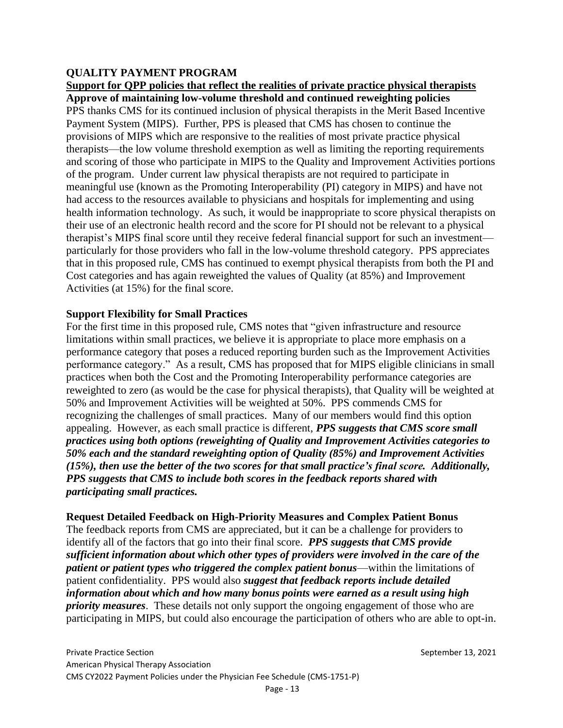## QUALITY PAYMENT PROGRAM

### <u>Support for QPP policies that reflect the realities of private practice physical therapists</u>

**Approve of maintaining low-volume threshold and continued reweighting policies**

PPS thanks CMS for its continued inclusion of physical therapists in the Merit Based Incentive Payment System (MIPS). Further, PPS is pleased that CMS has chosen to continue the provisions of MIPS which are responsive to the realities of most private practice physical therapists—the low volume threshold exemption as well as limiting the reporting requirements and scoring of those who participate in MIPS to the Quality and Improvement Activities portions of the program. Under current law physical therapists are not required to participate in meaningful use (known as the Promoting Interoperability (PI) category in MIPS) and have not had access to the resources available to physicians and hospitals for implementing and using health information technology. As such, it would be inappropriate to score physical therapists on their use of an electronic health record and the score for PI should not be relevant to a physical therapist's MIPS final score until they receive federal financial support for such an investment—particularly for those providers who fall in the low-volume threshold category. PPS appreciates that in this proposed rule, CMS has continued to exempt physical therapists from both the PI and Cost categories and has again reweighted the values of Quality (at 85%) and Improvement Activities (at 15%) for the final score.

**Support Flexibility for Small Practices**

For the first time in this proposed rule, CMS notes that "given infrastructure and resource limitations within small practices, we believe it is appropriate to place more emphasis on a performance category that poses a reduced reporting burden such as the Improvement Activities performance category." As a result, CMS has proposed that for MIPS eligible clinicians in small practices when both the Cost and the Promoting Interoperability performance categories are reweighted to zero (as would be the case for physical therapists), that Quality will be weighted at 50% and Improvement Activities will be weighted at 50%. PPS commends CMS for recognizing the challenges of small practices. Many of our members would find this option appealing. However, as each small practice is different, ***PPS suggests that CMS score small practices using both options (reweighting of Quality and Improvement Activities categories to 50% each and the standard reweighting option of Quality (85%) and Improvement Activities (15%), then use the better of the two scores for that small practice's final score. Additionally, PPS suggests that CMS to include both scores in the feedback reports shared with participating small practices.***

**Request Detailed Feedback on High-Priority Measures and Complex Patient Bonus**

The feedback reports from CMS are appreciated, but it can be a challenge for providers to identify all of the factors that go into their final score. ***PPS suggests that CMS provide sufficient information about which other types of providers were involved in the care of the patient or patient types who triggered the complex patient bonus***—within the limitations of patient confidentiality. PPS would also ***suggest that feedback reports include detailed information about which and how many bonus points were earned as a result using high priority measures***. These details not only support the ongoing engagement of those who are participating in MIPS, but could also encourage the participation of others who are able to opt-in.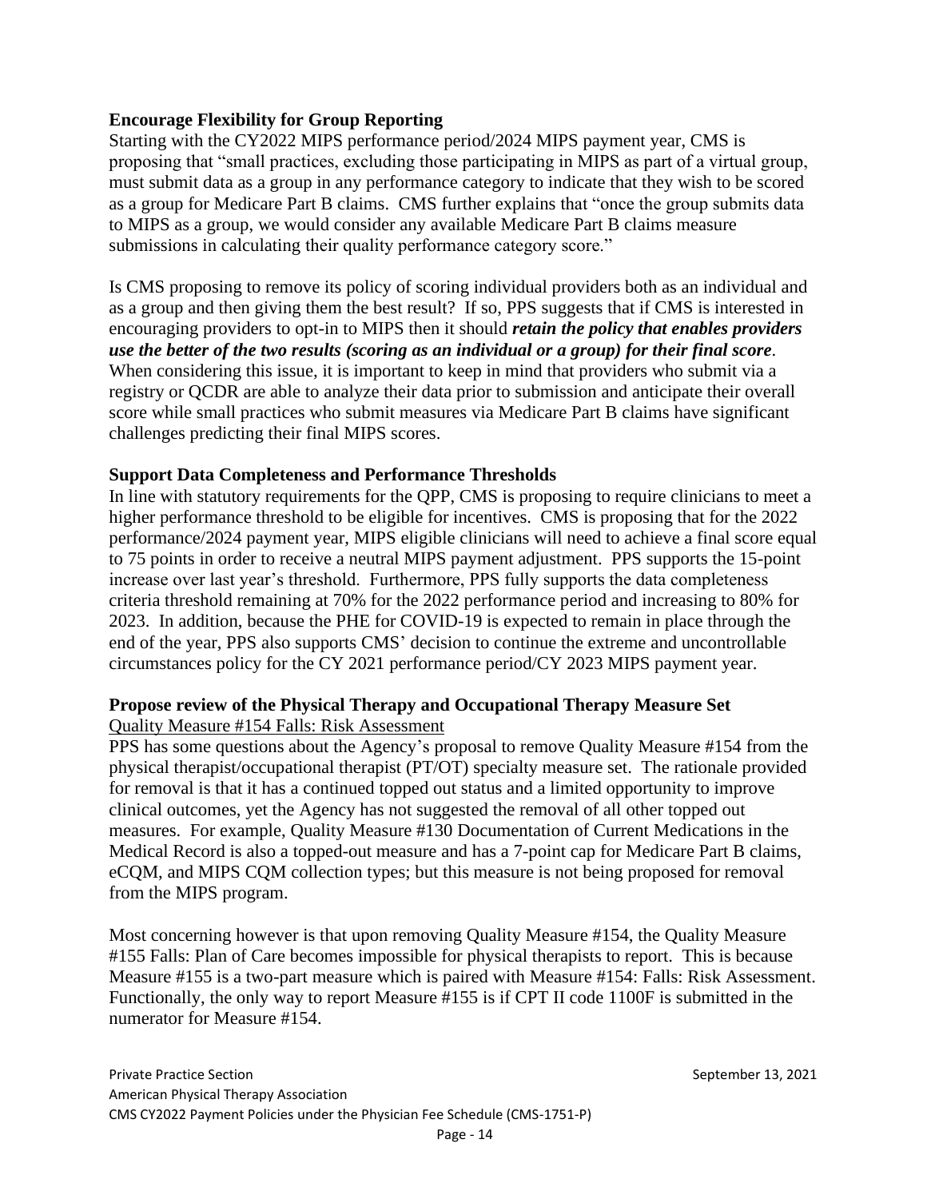**Encourage Flexibility for Group Reporting**

Starting with the CY2022 MIPS performance period/2024 MIPS payment year, CMS is proposing that "small practices, excluding those participating in MIPS as part of a virtual group, must submit data as a group in any performance category to indicate that they wish to be scored as a group for Medicare Part B claims. CMS further explains that "once the group submits data to MIPS as a group, we would consider any available Medicare Part B claims measure submissions in calculating their quality performance category score."

Is CMS proposing to remove its policy of scoring individual providers both as an individual and as a group and then giving them the best result? If so, PPS suggests that if CMS is interested in encouraging providers to opt-in to MIPS then it should ***retain the policy that enables providers use the better of the two results (scoring as an individual or a group) for their final score***. When considering this issue, it is important to keep in mind that providers who submit via a registry or QCDR are able to analyze their data prior to submission and anticipate their overall score while small practices who submit measures via Medicare Part B claims have significant challenges predicting their final MIPS scores.

**Support Data Completeness and Performance Thresholds**

In line with statutory requirements for the QPP, CMS is proposing to require clinicians to meet a higher performance threshold to be eligible for incentives. CMS is proposing that for the 2022 performance/2024 payment year, MIPS eligible clinicians will need to achieve a final score equal to 75 points in order to receive a neutral MIPS payment adjustment. PPS supports the 15-point increase over last year's threshold. Furthermore, PPS fully supports the data completeness criteria threshold remaining at 70% for the 2022 performance period and increasing to 80% for 2023. In addition, because the PHE for COVID-19 is expected to remain in place through the end of the year, PPS also supports CMS' decision to continue the extreme and uncontrollable circumstances policy for the CY 2021 performance period/CY 2023 MIPS payment year.

**Propose review of the Physical Therapy and Occupational Therapy Measure Set**

<u>Quality Measure #154 Falls: Risk Assessment</u>

PPS has some questions about the Agency's proposal to remove Quality Measure #154 from the physical therapist/occupational therapist (PT/OT) specialty measure set. The rationale provided for removal is that it has a continued topped out status and a limited opportunity to improve clinical outcomes, yet the Agency has not suggested the removal of all other topped out measures. For example, Quality Measure #130 Documentation of Current Medications in the Medical Record is also a topped-out measure and has a 7-point cap for Medicare Part B claims, eCQM, and MIPS CQM collection types; but this measure is not being proposed for removal from the MIPS program.

Most concerning however is that upon removing Quality Measure #154, the Quality Measure #155 Falls: Plan of Care becomes impossible for physical therapists to report. This is because Measure #155 is a two-part measure which is paired with Measure #154: Falls: Risk Assessment. Functionally, the only way to report Measure #155 is if CPT II code 1100F is submitted in the numerator for Measure #154.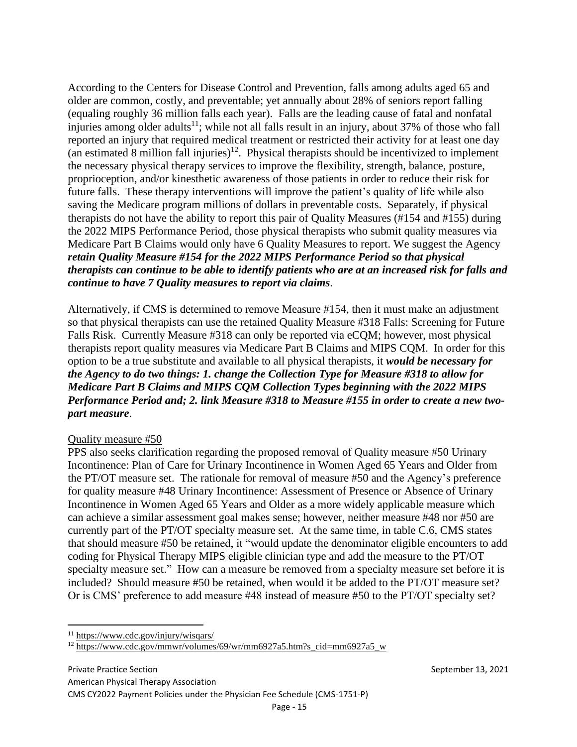According to the Centers for Disease Control and Prevention, falls among adults aged 65 and older are common, costly, and preventable; yet annually about 28% of seniors report falling (equaling roughly 36 million falls each year). Falls are the leading cause of fatal and nonfatal injuries among older adults[11]; while not all falls result in an injury, about 37% of those who fall reported an injury that required medical treatment or restricted their activity for at least one day (an estimated 8 million fall injuries)[12]. Physical therapists should be incentivized to implement the necessary physical therapy services to improve the flexibility, strength, balance, posture, proprioception, and/or kinesthetic awareness of those patients in order to reduce their risk for future falls. These therapy interventions will improve the patient's quality of life while also saving the Medicare program millions of dollars in preventable costs. Separately, if physical therapists do not have the ability to report this pair of Quality Measures (#154 and #155) during the 2022 MIPS Performance Period, those physical therapists who submit quality measures via Medicare Part B Claims would only have 6 Quality Measures to report. We suggest the Agency ***retain Quality Measure #154 for the 2022 MIPS Performance Period so that physical therapists can continue to be able to identify patients who are at an increased risk for falls and continue to have 7 Quality measures to report via claims***.

Alternatively, if CMS is determined to remove Measure #154, then it must make an adjustment so that physical therapists can use the retained Quality Measure #318 Falls: Screening for Future Falls Risk. Currently Measure #318 can only be reported via eCQM; however, most physical therapists report quality measures via Medicare Part B Claims and MIPS CQM. In order for this option to be a true substitute and available to all physical therapists, it ***would be necessary for the Agency to do two things: 1. change the Collection Type for Measure #318 to allow for Medicare Part B Claims and MIPS CQM Collection Types beginning with the 2022 MIPS Performance Period and; 2. link Measure #318 to Measure #155 in order to create a new two-part measure***.

Quality measure #50

PPS also seeks clarification regarding the proposed removal of Quality measure #50 Urinary Incontinence: Plan of Care for Urinary Incontinence in Women Aged 65 Years and Older from the PT/OT measure set. The rationale for removal of measure #50 and the Agency's preference for quality measure #48 Urinary Incontinence: Assessment of Presence or Absence of Urinary Incontinence in Women Aged 65 Years and Older as a more widely applicable measure which can achieve a similar assessment goal makes sense; however, neither measure #48 nor #50 are currently part of the PT/OT specialty measure set. At the same time, in table C.6, CMS states that should measure #50 be retained, it "would update the denominator eligible encounters to add coding for Physical Therapy MIPS eligible clinician type and add the measure to the PT/OT specialty measure set." How can a measure be removed from a specialty measure set before it is included? Should measure #50 be retained, when would it be added to the PT/OT measure set? Or is CMS' preference to add measure #48 instead of measure #50 to the PT/OT specialty set?

---

[11] https://www.cdc.gov/injury/wisqars/

[12] https://www.cdc.gov/mmwr/volumes/69/wr/mm6927a5.htm?s_cid=mm6927a5_w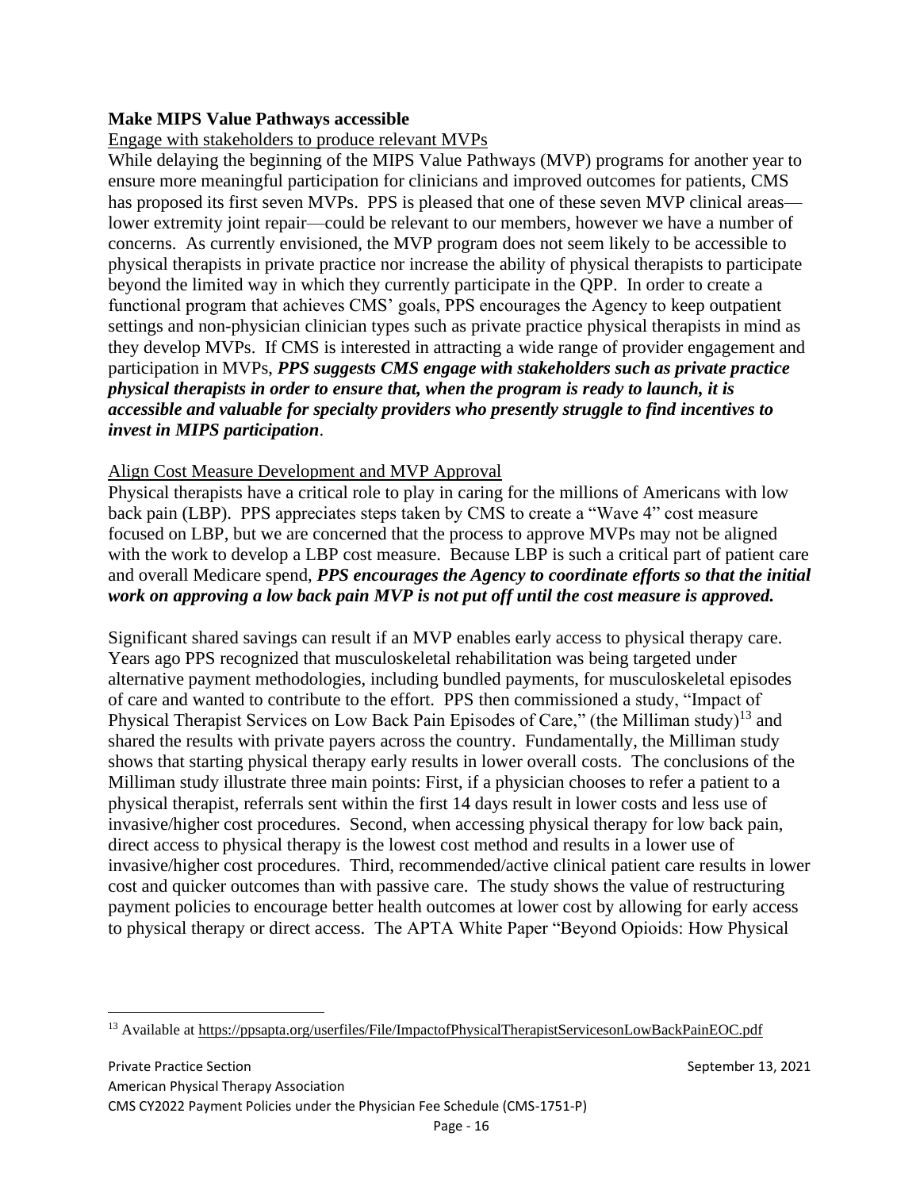**Make MIPS Value Pathways accessible**

Engage with stakeholders to produce relevant MVPs

While delaying the beginning of the MIPS Value Pathways (MVP) programs for another year to ensure more meaningful participation for clinicians and improved outcomes for patients, CMS has proposed its first seven MVPs. PPS is pleased that one of these seven MVP clinical areas—lower extremity joint repair—could be relevant to our members, however we have a number of concerns. As currently envisioned, the MVP program does not seem likely to be accessible to physical therapists in private practice nor increase the ability of physical therapists to participate beyond the limited way in which they currently participate in the QPP. In order to create a functional program that achieves CMS' goals, PPS encourages the Agency to keep outpatient settings and non-physician clinician types such as private practice physical therapists in mind as they develop MVPs. If CMS is interested in attracting a wide range of provider engagement and participation in MVPs, ***PPS suggests CMS engage with stakeholders such as private practice physical therapists in order to ensure that, when the program is ready to launch, it is accessible and valuable for specialty providers who presently struggle to find incentives to invest in MIPS participation***.

Align Cost Measure Development and MVP Approval

Physical therapists have a critical role to play in caring for the millions of Americans with low back pain (LBP). PPS appreciates steps taken by CMS to create a "Wave 4" cost measure focused on LBP, but we are concerned that the process to approve MVPs may not be aligned with the work to develop a LBP cost measure. Because LBP is such a critical part of patient care and overall Medicare spend, ***PPS encourages the Agency to coordinate efforts so that the initial work on approving a low back pain MVP is not put off until the cost measure is approved.***

Significant shared savings can result if an MVP enables early access to physical therapy care. Years ago PPS recognized that musculoskeletal rehabilitation was being targeted under alternative payment methodologies, including bundled payments, for musculoskeletal episodes of care and wanted to contribute to the effort. PPS then commissioned a study, "Impact of Physical Therapist Services on Low Back Pain Episodes of Care," (the Milliman study)[13] and shared the results with private payers across the country. Fundamentally, the Milliman study shows that starting physical therapy early results in lower overall costs. The conclusions of the Milliman study illustrate three main points: First, if a physician chooses to refer a patient to a physical therapist, referrals sent within the first 14 days result in lower costs and less use of invasive/higher cost procedures. Second, when accessing physical therapy for low back pain, direct access to physical therapy is the lowest cost method and results in a lower use of invasive/higher cost procedures. Third, recommended/active clinical patient care results in lower cost and quicker outcomes than with passive care. The study shows the value of restructuring payment policies to encourage better health outcomes at lower cost by allowing for early access to physical therapy or direct access. The APTA White Paper "Beyond Opioids: How Physical

[13] Available at https://ppsapta.org/userfiles/File/ImpactofPhysicalTherapistServicesonLowBackPainEOC.pdf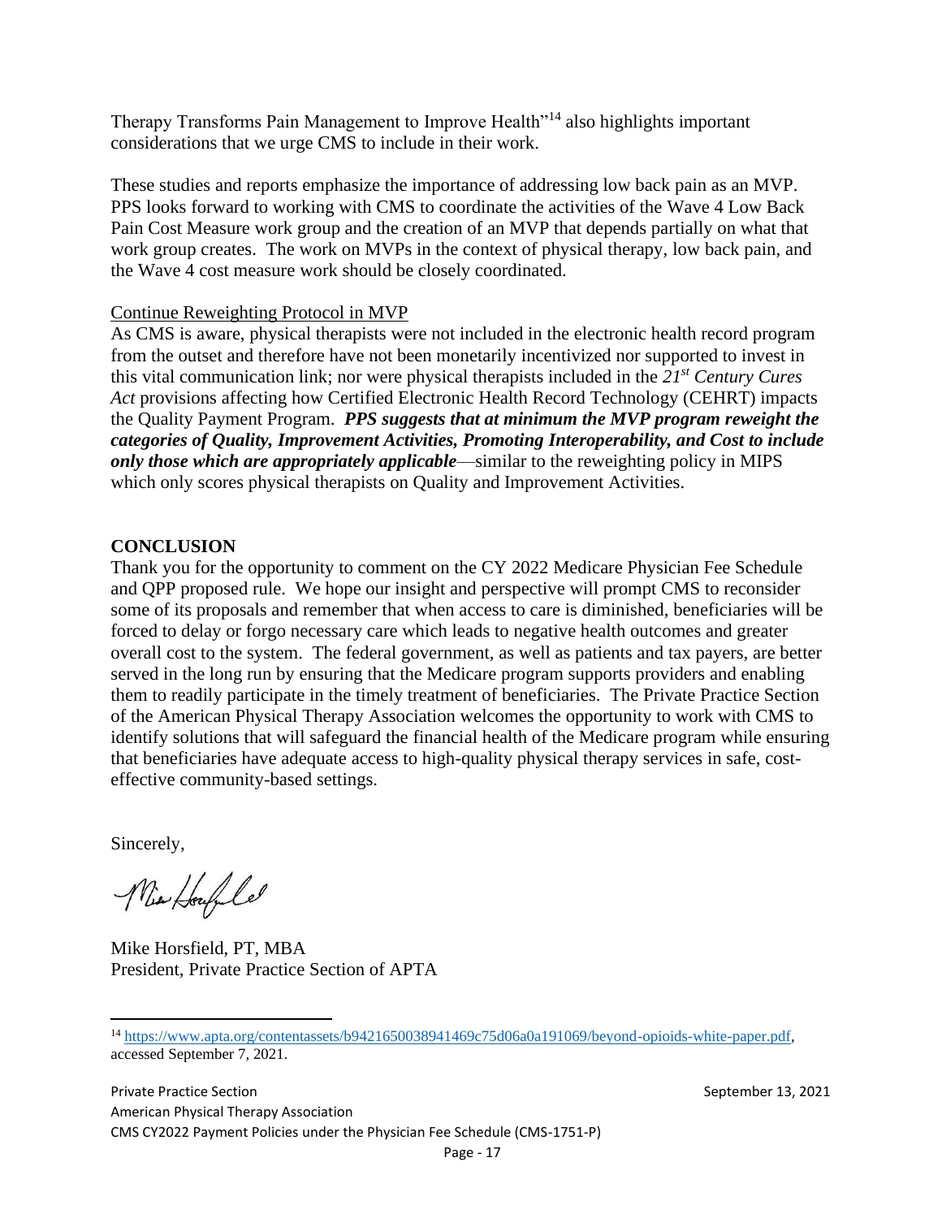Therapy Transforms Pain Management to Improve Health"[14] also highlights important considerations that we urge CMS to include in their work.

These studies and reports emphasize the importance of addressing low back pain as an MVP. PPS looks forward to working with CMS to coordinate the activities of the Wave 4 Low Back Pain Cost Measure work group and the creation of an MVP that depends partially on what that work group creates. The work on MVPs in the context of physical therapy, low back pain, and the Wave 4 cost measure work should be closely coordinated.

Continue Reweighting Protocol in MVP

As CMS is aware, physical therapists were not included in the electronic health record program from the outset and therefore have not been monetarily incentivized nor supported to invest in this vital communication link; nor were physical therapists included in the *21st Century Cures Act* provisions affecting how Certified Electronic Health Record Technology (CEHRT) impacts the Quality Payment Program. ***PPS suggests that at minimum the MVP program reweight the categories of Quality, Improvement Activities, Promoting Interoperability, and Cost to include only those which are appropriately applicable***—similar to the reweighting policy in MIPS which only scores physical therapists on Quality and Improvement Activities.

## CONCLUSION

Thank you for the opportunity to comment on the CY 2022 Medicare Physician Fee Schedule and QPP proposed rule. We hope our insight and perspective will prompt CMS to reconsider some of its proposals and remember that when access to care is diminished, beneficiaries will be forced to delay or forgo necessary care which leads to negative health outcomes and greater overall cost to the system. The federal government, as well as patients and tax payers, are better served in the long run by ensuring that the Medicare program supports providers and enabling them to readily participate in the timely treatment of beneficiaries. The Private Practice Section of the American Physical Therapy Association welcomes the opportunity to work with CMS to identify solutions that will safeguard the financial health of the Medicare program while ensuring that beneficiaries have adequate access to high-quality physical therapy services in safe, cost-effective community-based settings.

Sincerely,

Mike Horsfield, PT, MBA
President, Private Practice Section of APTA

[14] https://www.apta.org/contentassets/b9421650038941469c75d06a0a191069/beyond-opioids-white-paper.pdf, accessed September 7, 2021.